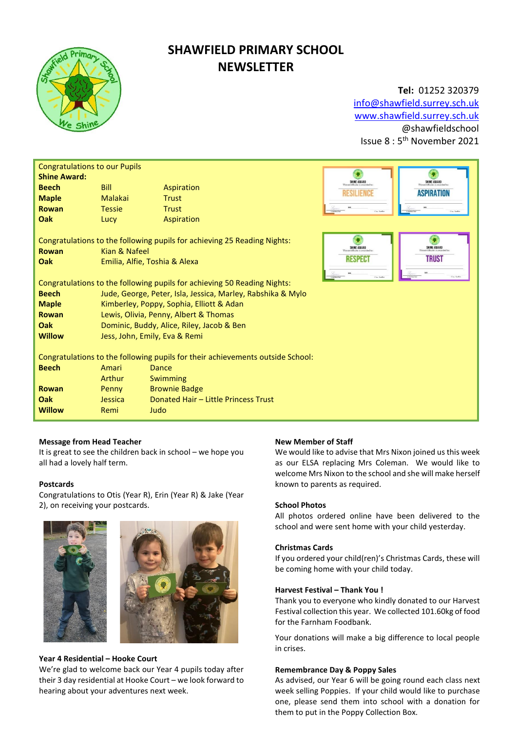# SHAWFIELD PRIMARY SCHOOL NEWSLETTER

**Tel:** 01252 320379
info@shawfield.surrey.sch.uk
www.shawfield.surrey.sch.uk
@shawfieldschool
Issue 8 : 5th November 2021

Congratulations to our Pupils

**Shine Award:**

| | | |
|---|---|---|
| **Beech** | Bill | Aspiration |
| **Maple** | Malakai | Trust |
| **Rowan** | Tessie | Trust |
| **Oak** | Lucy | Aspiration |

Congratulations to the following pupils for achieving 25 Reading Nights:

| | |
|---|---|
| **Rowan** | Kian & Nafeel |
| **Oak** | Emilia, Alfie, Toshia & Alexa |

Congratulations to the following pupils for achieving 50 Reading Nights:

| | |
|---|---|
| **Beech** | Jude, George, Peter, Isla, Jessica, Marley, Rabshika & Mylo |
| **Maple** | Kimberley, Poppy, Sophia, Elliott & Adan |
| **Rowan** | Lewis, Olivia, Penny, Albert & Thomas |
| **Oak** | Dominic, Buddy, Alice, Riley, Jacob & Ben |
| **Willow** | Jess, John, Emily, Eva & Remi |

Congratulations to the following pupils for their achievements outside School:

| | | |
|---|---|---|
| **Beech** | Amari | Dance |
| | Arthur | Swimming |
| **Rowan** | Penny | Brownie Badge |
| **Oak** | Jessica | Donated Hair – Little Princess Trust |
| **Willow** | Remi | Judo |

**Message from Head Teacher**
It is great to see the children back in school – we hope you all had a lovely half term.

**Postcards**
Congratulations to Otis (Year R), Erin (Year R) & Jake (Year 2), on receiving your postcards.

**Year 4 Residential – Hooke Court**
We're glad to welcome back our Year 4 pupils today after their 3 day residential at Hooke Court – we look forward to hearing about your adventures next week.

**New Member of Staff**
We would like to advise that Mrs Nixon joined us this week as our ELSA replacing Mrs Coleman. We would like to welcome Mrs Nixon to the school and she will make herself known to parents as required.

**School Photos**
All photos ordered online have been delivered to the school and were sent home with your child yesterday.

**Christmas Cards**
If you ordered your child(ren)'s Christmas Cards, these will be coming home with your child today.

**Harvest Festival – Thank You !**
Thank you to everyone who kindly donated to our Harvest Festival collection this year. We collected 101.60kg of food for the Farnham Foodbank.

Your donations will make a big difference to local people in crises.

**Remembrance Day & Poppy Sales**
As advised, our Year 6 will be going round each class next week selling Poppies. If your child would like to purchase one, please send them into school with a donation for them to put in the Poppy Collection Box.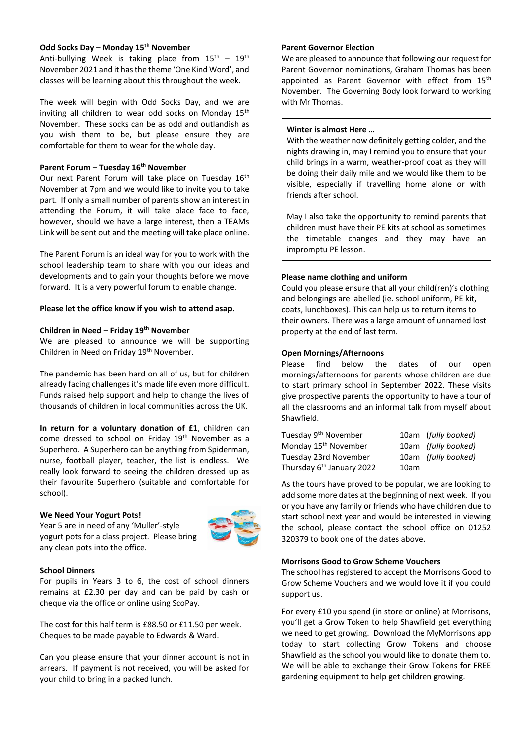**Odd Socks Day – Monday 15th November**

Anti-bullying Week is taking place from 15th – 19th November 2021 and it has the theme 'One Kind Word', and classes will be learning about this throughout the week.

The week will begin with Odd Socks Day, and we are inviting all children to wear odd socks on Monday 15th November. These socks can be as odd and outlandish as you wish them to be, but please ensure they are comfortable for them to wear for the whole day.

**Parent Forum – Tuesday 16th November**

Our next Parent Forum will take place on Tuesday 16th November at 7pm and we would like to invite you to take part. If only a small number of parents show an interest in attending the Forum, it will take place face to face, however, should we have a large interest, then a TEAMs Link will be sent out and the meeting will take place online.

The Parent Forum is an ideal way for you to work with the school leadership team to share with you our ideas and developments and to gain your thoughts before we move forward. It is a very powerful forum to enable change.

**Please let the office know if you wish to attend asap.**

**Children in Need – Friday 19th November**

We are pleased to announce we will be supporting Children in Need on Friday 19th November.

The pandemic has been hard on all of us, but for children already facing challenges it's made life even more difficult. Funds raised help support and help to change the lives of thousands of children in local communities across the UK.

**In return for a voluntary donation of £1**, children can come dressed to school on Friday 19th November as a Superhero. A Superhero can be anything from Spiderman, nurse, football player, teacher, the list is endless. We really look forward to seeing the children dressed up as their favourite Superhero (suitable and comfortable for school).

**We Need Your Yogurt Pots!**

Year 5 are in need of any 'Muller'-style yogurt pots for a class project. Please bring any clean pots into the office.

**School Dinners**

For pupils in Years 3 to 6, the cost of school dinners remains at £2.30 per day and can be paid by cash or cheque via the office or online using ScoPay.

The cost for this half term is £88.50 or £11.50 per week. Cheques to be made payable to Edwards & Ward.

Can you please ensure that your dinner account is not in arrears. If payment is not received, you will be asked for your child to bring in a packed lunch.

**Parent Governor Election**

We are pleased to announce that following our request for Parent Governor nominations, Graham Thomas has been appointed as Parent Governor with effect from 15th November. The Governing Body look forward to working with Mr Thomas.

**Winter is almost Here …**

With the weather now definitely getting colder, and the nights drawing in, may I remind you to ensure that your child brings in a warm, weather-proof coat as they will be doing their daily mile and we would like them to be visible, especially if travelling home alone or with friends after school.

May I also take the opportunity to remind parents that children must have their PE kits at school as sometimes the timetable changes and they may have an impromptu PE lesson.

**Please name clothing and uniform**

Could you please ensure that all your child(ren)'s clothing and belongings are labelled (ie. school uniform, PE kit, coats, lunchboxes). This can help us to return items to their owners. There was a large amount of unnamed lost property at the end of last term.

**Open Mornings/Afternoons**

Please find below the dates of our open mornings/afternoons for parents whose children are due to start primary school in September 2022. These visits give prospective parents the opportunity to have a tour of all the classrooms and an informal talk from myself about Shawfield.

| | | |
|---|---|---|
| Tuesday 9th November | 10am | (*fully booked*) |
| Monday 15th November | 10am | *(fully booked)* |
| Tuesday 23rd November | 10am | *(fully booked)* |
| Thursday 6th January 2022 | 10am | |

As the tours have proved to be popular, we are looking to add some more dates at the beginning of next week. If you or you have any family or friends who have children due to start school next year and would be interested in viewing the school, please contact the school office on 01252 320379 to book one of the dates above.

**Morrisons Good to Grow Scheme Vouchers**

The school has registered to accept the Morrisons Good to Grow Scheme Vouchers and we would love it if you could support us.

For every £10 you spend (in store or online) at Morrisons, you'll get a Grow Token to help Shawfield get everything we need to get growing. Download the MyMorrisons app today to start collecting Grow Tokens and choose Shawfield as the school you would like to donate them to. We will be able to exchange their Grow Tokens for FREE gardening equipment to help get children growing.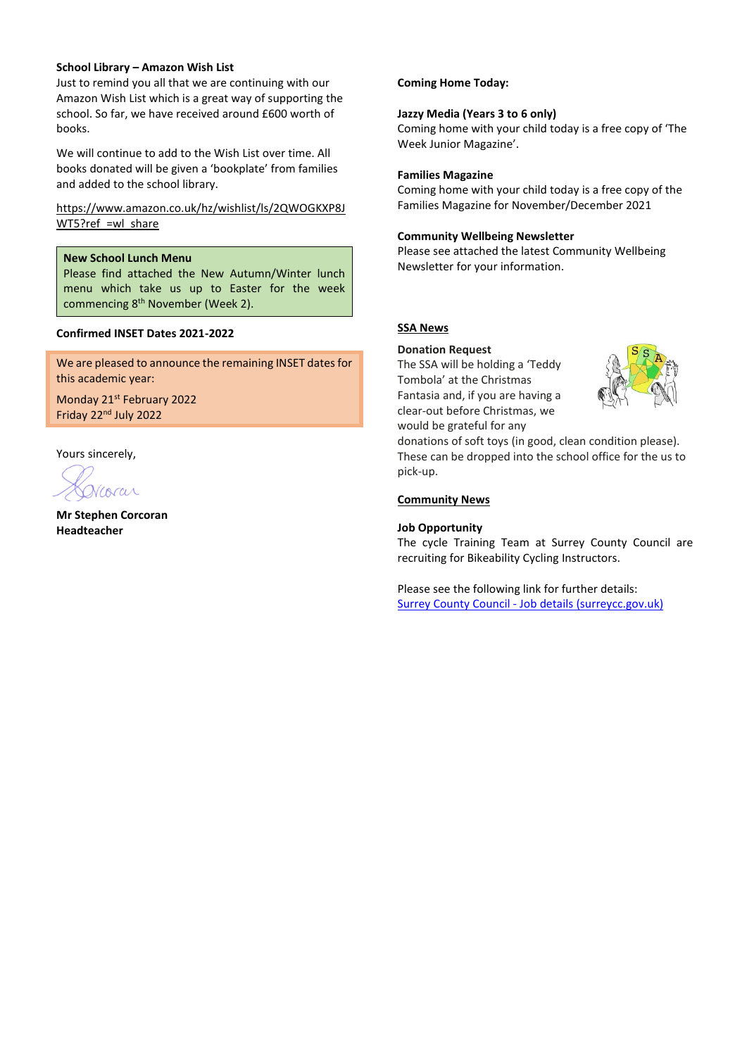**School Library – Amazon Wish List**

Just to remind you all that we are continuing with our Amazon Wish List which is a great way of supporting the school. So far, we have received around £600 worth of books.

We will continue to add to the Wish List over time. All books donated will be given a 'bookplate' from families and added to the school library.

https://www.amazon.co.uk/hz/wishlist/ls/2QWOGKXP8JWT5?ref_=wl_share

**New School Lunch Menu**

Please find attached the New Autumn/Winter lunch menu which take us up to Easter for the week commencing 8th November (Week 2).

**Confirmed INSET Dates 2021-2022**

We are pleased to announce the remaining INSET dates for this academic year:

Monday 21st February 2022
Friday 22nd July 2022

Yours sincerely,

**Mr Stephen Corcoran**
**Headteacher**

**Coming Home Today:**

**Jazzy Media (Years 3 to 6 only)**

Coming home with your child today is a free copy of 'The Week Junior Magazine'.

**Families Magazine**

Coming home with your child today is a free copy of the Families Magazine for November/December 2021

**Community Wellbeing Newsletter**

Please see attached the latest Community Wellbeing Newsletter for your information.

**SSA News**

**Donation Request**

The SSA will be holding a 'Teddy Tombola' at the Christmas Fantasia and, if you are having a clear-out before Christmas, we would be grateful for any donations of soft toys (in good, clean condition please). These can be dropped into the school office for the us to pick-up.

**Community News**

**Job Opportunity**

The cycle Training Team at Surrey County Council are recruiting for Bikeability Cycling Instructors.

Please see the following link for further details:
Surrey County Council - Job details (surreycc.gov.uk)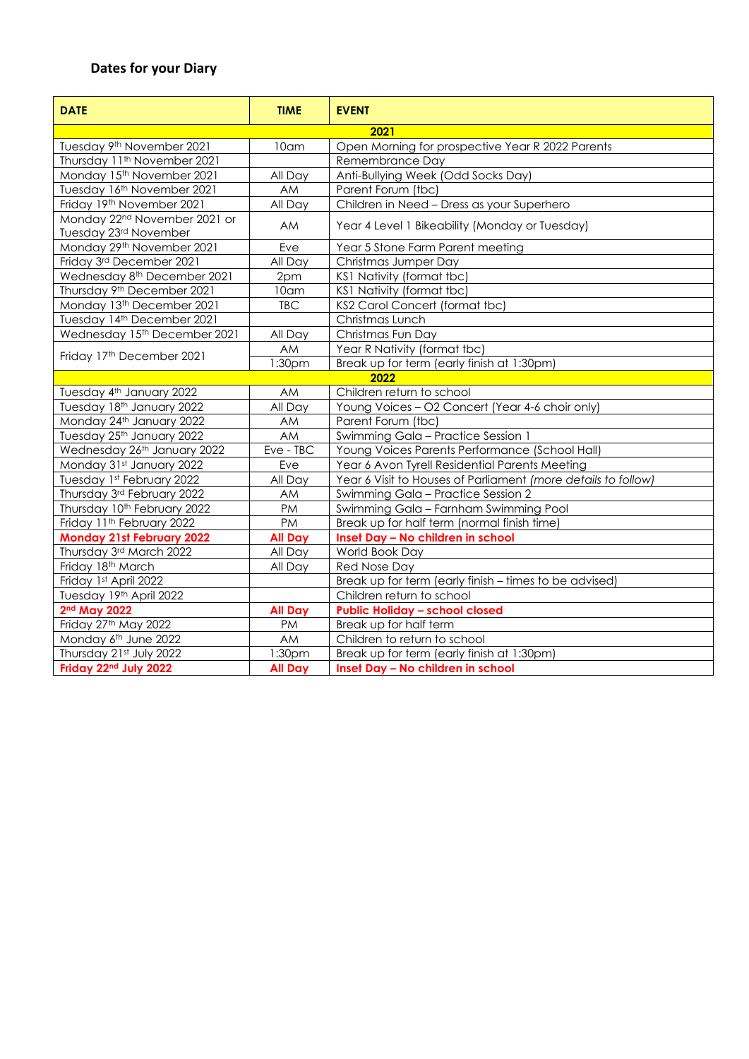## Dates for your Diary

| DATE | TIME | EVENT |
|---|---|---|
| **2021** | | |
| Tuesday 9th November 2021 | 10am | Open Morning for prospective Year R 2022 Parents |
| Thursday 11th November 2021 | | Remembrance Day |
| Monday 15th November 2021 | All Day | Anti-Bullying Week (Odd Socks Day) |
| Tuesday 16th November 2021 | AM | Parent Forum (tbc) |
| Friday 19th November 2021 | All Day | Children in Need – Dress as your Superhero |
| Monday 22nd November 2021 or Tuesday 23rd November | AM | Year 4 Level 1 Bikeability (Monday or Tuesday) |
| Monday 29th November 2021 | Eve | Year 5 Stone Farm Parent meeting |
| Friday 3rd December 2021 | All Day | Christmas Jumper Day |
| Wednesday 8th December 2021 | 2pm | KS1 Nativity (format tbc) |
| Thursday 9th December 2021 | 10am | KS1 Nativity (format tbc) |
| Monday 13th December 2021 | TBC | KS2 Carol Concert (format tbc) |
| Tuesday 14th December 2021 | | Christmas Lunch |
| Wednesday 15th December 2021 | All Day | Christmas Fun Day |
| Friday 17th December 2021 | AM | Year R Nativity (format tbc) |
| | 1:30pm | Break up for term (early finish at 1:30pm) |
| **2022** | | |
| Tuesday 4th January 2022 | AM | Children return to school |
| Tuesday 18th January 2022 | All Day | Young Voices – O2 Concert (Year 4-6 choir only) |
| Monday 24th January 2022 | AM | Parent Forum (tbc) |
| Tuesday 25th January 2022 | AM | Swimming Gala – Practice Session 1 |
| Wednesday 26th January 2022 | Eve - TBC | Young Voices Parents Performance (School Hall) |
| Monday 31st January 2022 | Eve | Year 6 Avon Tyrell Residential Parents Meeting |
| Tuesday 1st February 2022 | All Day | Year 6 Visit to Houses of Parliament *(more details to follow)* |
| Thursday 3rd February 2022 | AM | Swimming Gala – Practice Session 2 |
| Thursday 10th February 2022 | PM | Swimming Gala – Farnham Swimming Pool |
| Friday 11th February 2022 | PM | Break up for half term (normal finish time) |
| **Monday 21st February 2022** | **All Day** | **Inset Day – No children in school** |
| Thursday 3rd March 2022 | All Day | World Book Day |
| Friday 18th March | All Day | Red Nose Day |
| Friday 1st April 2022 | | Break up for term (early finish – times to be advised) |
| Tuesday 19th April 2022 | | Children return to school |
| **2nd May 2022** | **All Day** | **Public Holiday – school closed** |
| Friday 27th May 2022 | PM | Break up for half term |
| Monday 6th June 2022 | AM | Children to return to school |
| Thursday 21st July 2022 | 1:30pm | Break up for term (early finish at 1:30pm) |
| **Friday 22nd July 2022** | **All Day** | **Inset Day – No children in school** |